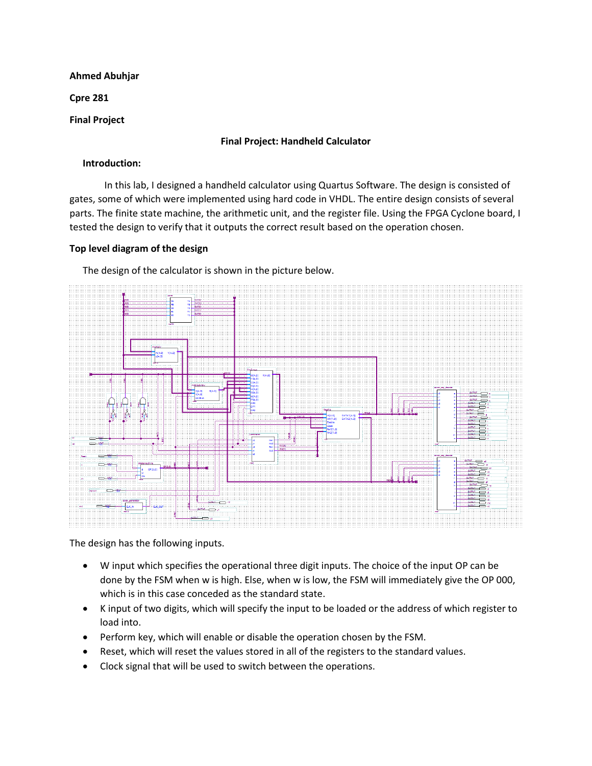**Ahmed Abuhjar**

**Cpre 281**

**Final Project**

**Final Project: Handheld Calculator**

**Introduction:**

In this lab, I designed a handheld calculator using Quartus Software. The design is consisted of gates, some of which were implemented using hard code in VHDL. The entire design consists of several parts. The finite state machine, the arithmetic unit, and the register file. Using the FPGA Cyclone board, I tested the design to verify that it outputs the correct result based on the operation chosen.

**Top level diagram of the design**

The design of the calculator is shown in the picture below.

The design has the following inputs.

- W input which specifies the operational three digit inputs. The choice of the input OP can be done by the FSM when w is high. Else, when w is low, the FSM will immediately give the OP 000, which is in this case conceded as the standard state.
- K input of two digits, which will specify the input to be loaded or the address of which register to load into.
- Perform key, which will enable or disable the operation chosen by the FSM.
- Reset, which will reset the values stored in all of the registers to the standard values.
- Clock signal that will be used to switch between the operations.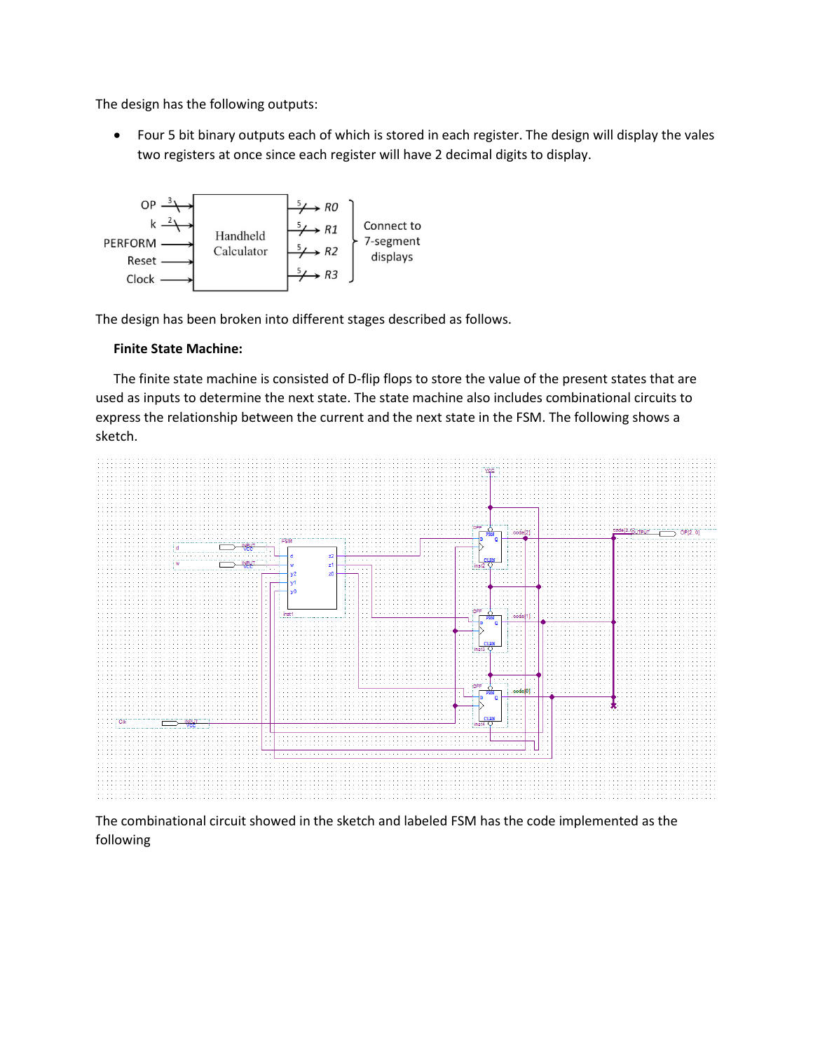The design has the following outputs:

- Four 5 bit binary outputs each of which is stored in each register. The design will display the vales two registers at once since each register will have 2 decimal digits to display.

The design has been broken into different stages described as follows.

**Finite State Machine:**

The finite state machine is consisted of D-flip flops to store the value of the present states that are used as inputs to determine the next state. The state machine also includes combinational circuits to express the relationship between the current and the next state in the FSM. The following shows a sketch.

The combinational circuit showed in the sketch and labeled FSM has the code implemented as the following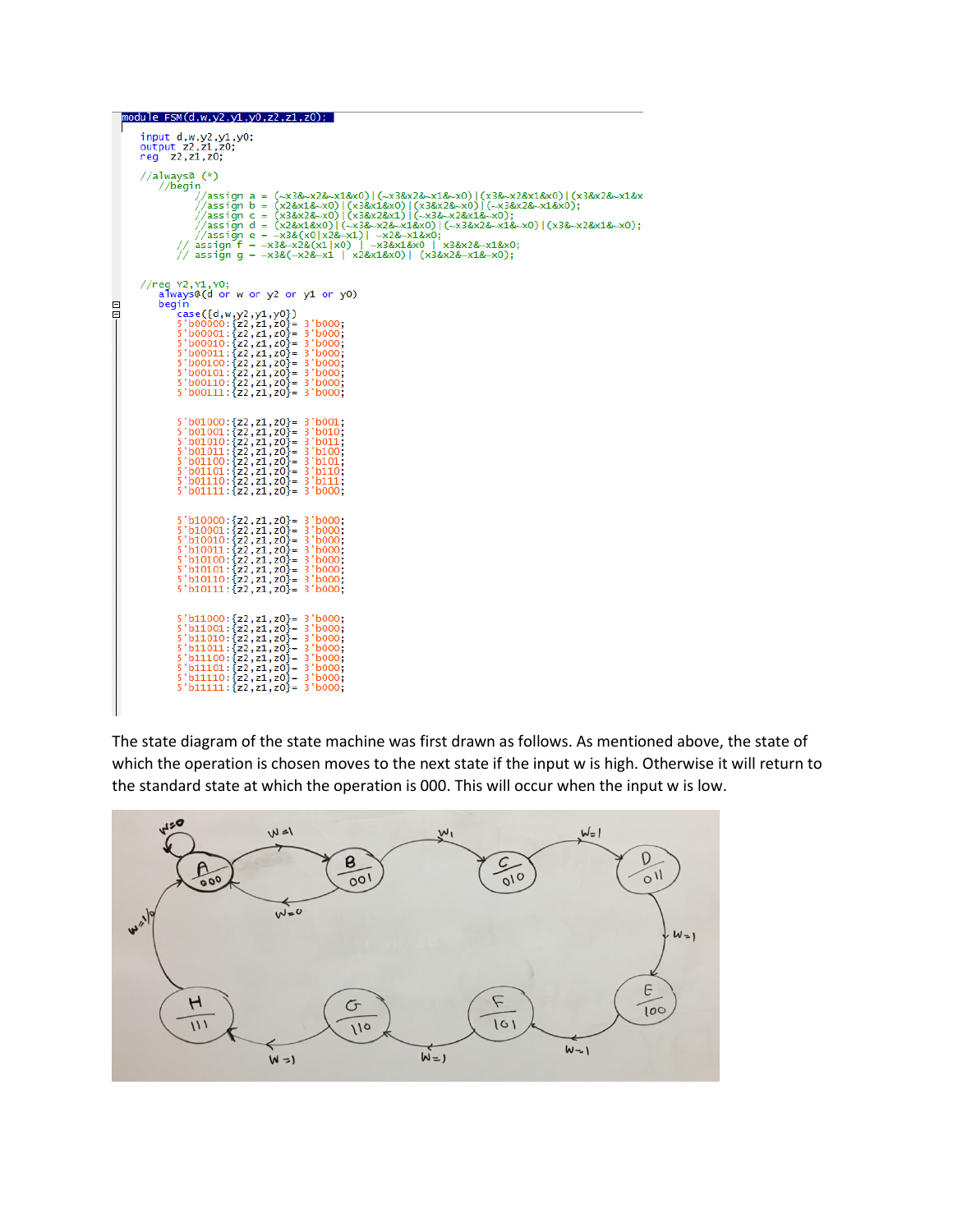```verilog
module FSM(d,w,y2,y1,y0,z2,z1,z0);

    input d,w,y2,y1,y0;
    output z2,z1,z0;
    reg  z2,z1,z0;

    //always@ (*)
      //begin
            //assign a = (~x3&~x2&~x1&x0)|(~x3&x2&~x1&~x0)|(x3&~x2&x1&x0)|(x3&x2&~x1&x
            //assign b = (x2&x1&~x0)|(x3&x1&x0)|(x3&x2&~x0)|(~x3&x2&~x1&x0);
            //assign c = (x3&x2&~x0)|(x3&x2&x1)|(~x3&~x2&x1&~x0);
            //assign d = (x2&x1&x0)|(~x3&~x2&~x1&x0)|(~x3&x2&~x1&~x0)|(x3&~x2&x1&~x0);
            //assign e = ~x3&(x0|x2&~x1)| ~x2&~x1&x0;
         // assign f = ~x3&~x2&(x1|x0) | ~x3&x1&x0 | x3&x2&~x1&x0;
         // assign g = ~x3&(~x2&~x1 | x2&x1&x0)| (x3&x2&~x1&~x0);


    //reg Y2,Y1,Y0;
      always@(d or w or y2 or y1 or y0)
      begin
         case({d,w,y2,y1,y0})
         5'b00000:{z2,z1,z0}= 3'b000;
         5'b00001:{z2,z1,z0}= 3'b000;
         5'b00010:{z2,z1,z0}= 3'b000;
         5'b00011:{z2,z1,z0}= 3'b000;
         5'b00100:{z2,z1,z0}= 3'b000;
         5'b00101:{z2,z1,z0}= 3'b000;
         5'b00110:{z2,z1,z0}= 3'b000;
         5'b00111:{z2,z1,z0}= 3'b000;


         5'b01000:{z2,z1,z0}= 3'b001;
         5'b01001:{z2,z1,z0}= 3'b010;
         5'b01010:{z2,z1,z0}= 3'b011;
         5'b01011:{z2,z1,z0}= 3'b100;
         5'b01100:{z2,z1,z0}= 3'b101;
         5'b01101:{z2,z1,z0}= 3'b110;
         5'b01110:{z2,z1,z0}= 3'b111;
         5'b01111:{z2,z1,z0}= 3'b000;


         5'b10000:{z2,z1,z0}= 3'b000;
         5'b10001:{z2,z1,z0}= 3'b000;
         5'b10010:{z2,z1,z0}= 3'b000;
         5'b10011:{z2,z1,z0}= 3'b000;
         5'b10100:{z2,z1,z0}= 3'b000;
         5'b10101:{z2,z1,z0}= 3'b000;
         5'b10110:{z2,z1,z0}= 3'b000;
         5'b10111:{z2,z1,z0}= 3'b000;


         5'b11000:{z2,z1,z0}= 3'b000;
         5'b11001:{z2,z1,z0}= 3'b000;
         5'b11010:{z2,z1,z0}= 3'b000;
         5'b11011:{z2,z1,z0}= 3'b000;
         5'b11100:{z2,z1,z0}= 3'b000;
         5'b11101:{z2,z1,z0}= 3'b000;
         5'b11110:{z2,z1,z0}= 3'b000;
         5'b11111:{z2,z1,z0}= 3'b000;
```

The state diagram of the state machine was first drawn as follows. As mentioned above, the state of which the operation is chosen moves to the next state if the input w is high. Otherwise it will return to the standard state at which the operation is 000. This will occur when the input w is low.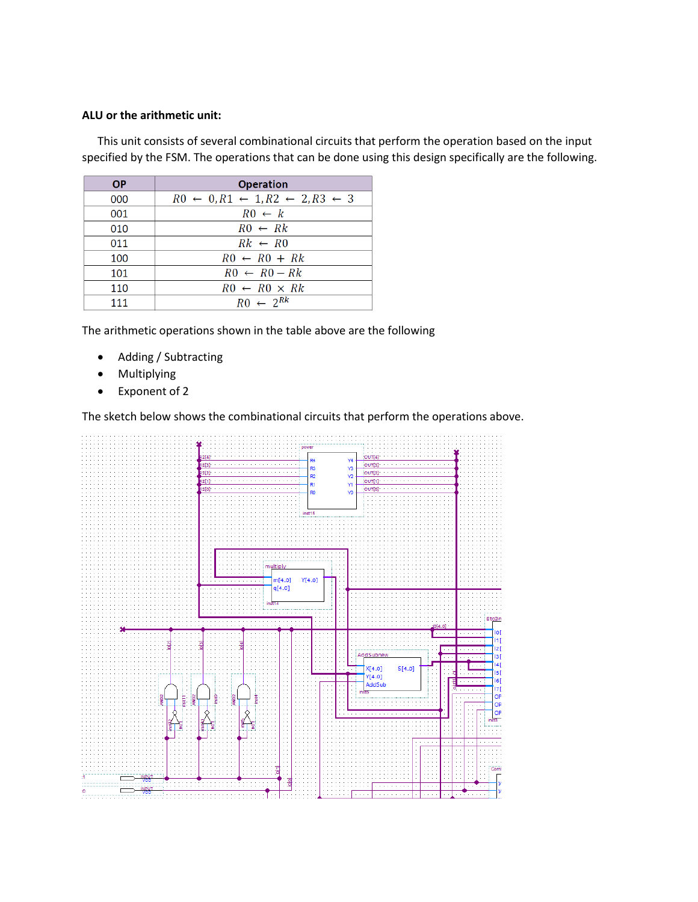**ALU or the arithmetic unit:**

This unit consists of several combinational circuits that perform the operation based on the input specified by the FSM. The operations that can be done using this design specifically are the following.

| OP | Operation |
|---|---|
| 000 | $R0 \leftarrow 0, R1 \leftarrow 1, R2 \leftarrow 2, R3 \leftarrow 3$ |
| 001 | $R0 \leftarrow k$ |
| 010 | $R0 \leftarrow Rk$ |
| 011 | $Rk \leftarrow R0$ |
| 100 | $R0 \leftarrow R0 + Rk$ |
| 101 | $R0 \leftarrow R0 - Rk$ |
| 110 | $R0 \leftarrow R0 \times Rk$ |
| 111 | $R0 \leftarrow 2^{Rk}$ |

The arithmetic operations shown in the table above are the following

- Adding / Subtracting
- Multiplying
- Exponent of 2

The sketch below shows the combinational circuits that perform the operations above.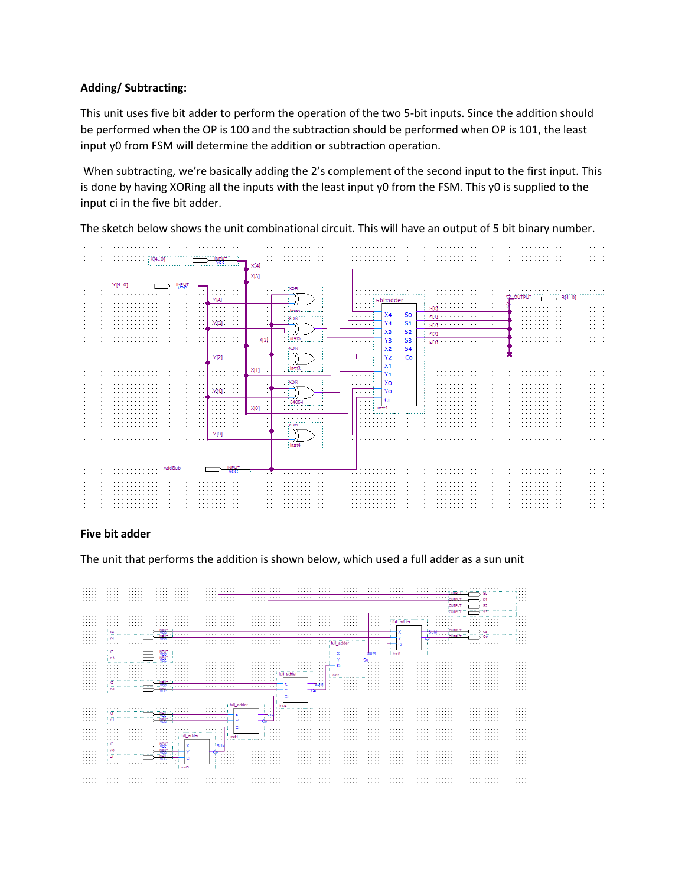**Adding/ Subtracting:**

This unit uses five bit adder to perform the operation of the two 5-bit inputs. Since the addition should be performed when the OP is 100 and the subtraction should be performed when OP is 101, the least input y0 from FSM will determine the addition or subtraction operation.

When subtracting, we're basically adding the 2's complement of the second input to the first input. This is done by having XORing all the inputs with the least input y0 from the FSM. This y0 is supplied to the input ci in the five bit adder.

The sketch below shows the unit combinational circuit. This will have an output of 5 bit binary number.

**Five bit adder**

The unit that performs the addition is shown below, which used a full adder as a sun unit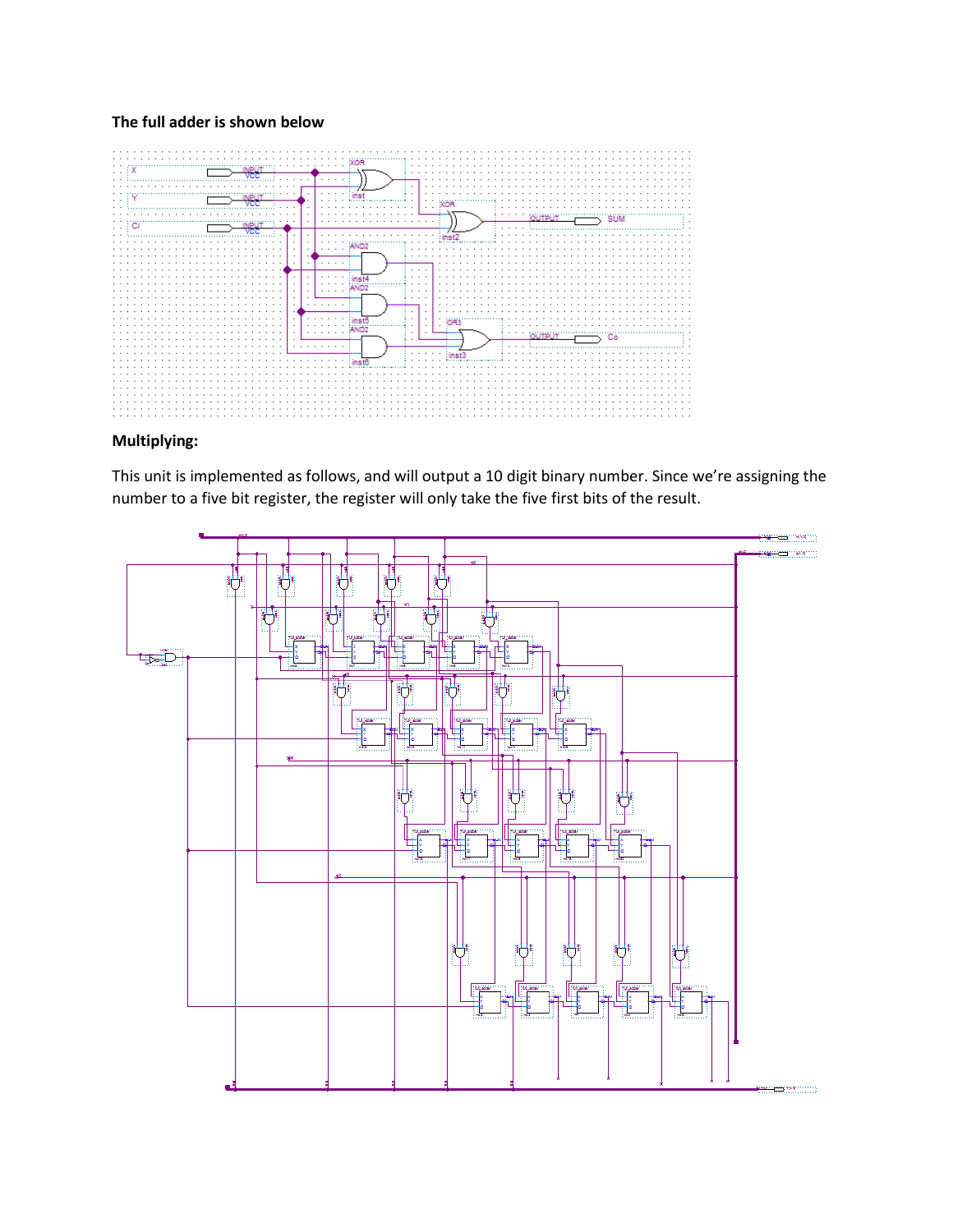**The full adder is shown below**

**Multiplying:**

This unit is implemented as follows, and will output a 10 digit binary number. Since we're assigning the number to a five bit register, the register will only take the five first bits of the result.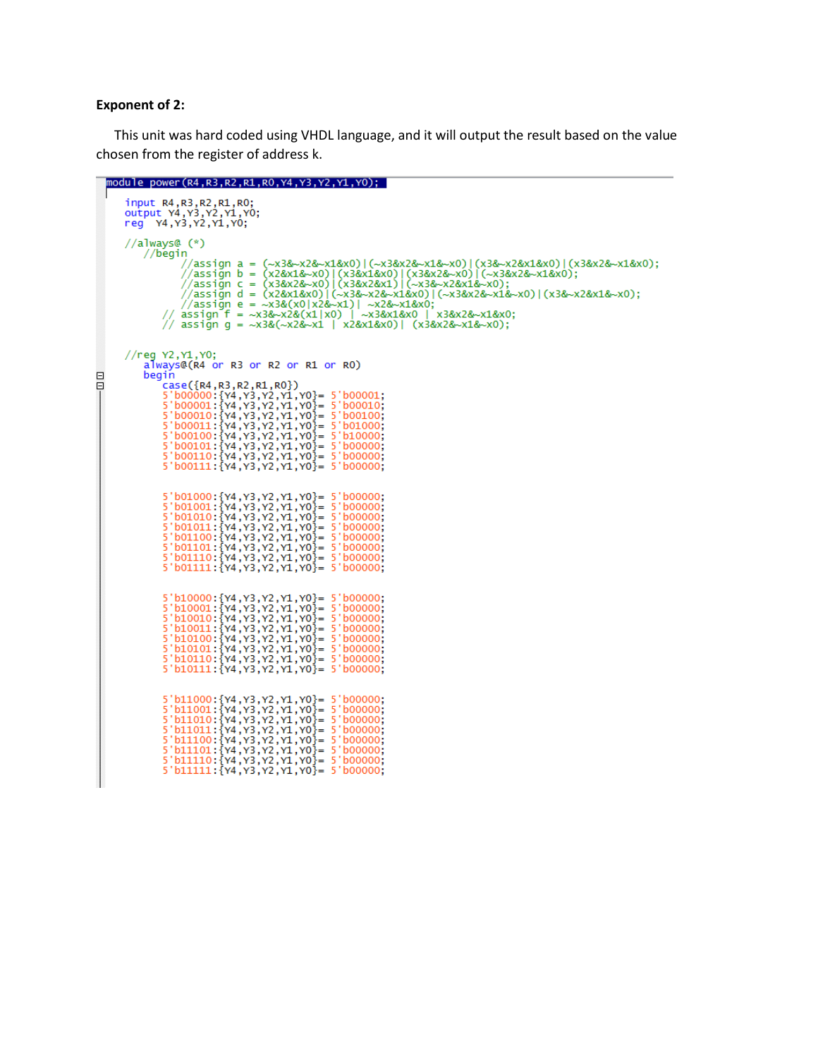**Exponent of 2:**

This unit was hard coded using VHDL language, and it will output the result based on the value chosen from the register of address k.

```
module power(R4,R3,R2,R1,R0,Y4,Y3,Y2,Y1,Y0);

    input R4,R3,R2,R1,R0;
    output Y4,Y3,Y2,Y1,Y0;
    reg  Y4,Y3,Y2,Y1,Y0;

    //always@ (*)
       //begin
            //assign a = (~x3&~x2&~x1&x0)|(~x3&x2&~x1&~x0)|(x3&~x2&x1&x0)|(x3&x2&~x1&x0);
            //assign b = (x2&x1&~x0)|(x3&x1&x0)|(x3&x2&~x0)|(~x3&x2&~x1&x0);
            //assign c = (x3&x2&~x0)|(x3&x2&x1)|(~x3&~x2&x1&~x0);
            //assign d = (x2&x1&x0)|(~x3&~x2&~x1&x0)|(~x3&x2&~x1&~x0)|(x3&~x2&x1&~x0);
            //assign e = ~x3&(x0|x2&~x1)| ~x2&~x1&x0;
        // assign f = ~x3&~x2&(x1|x0)  | ~x3&x1&x0  | x3&x2&~x1&x0;
        // assign g = ~x3&(~x2&~x1  | x2&x1&x0)|  (x3&x2&~x1&~x0);


    //reg Y2,Y1,Y0;
       always@(R4 or R3 or R2 or R1 or R0)
       begin
          case({R4,R3,R2,R1,R0})
          5'b00000:{Y4,Y3,Y2,Y1,Y0}= 5'b00001;
          5'b00001:{Y4,Y3,Y2,Y1,Y0}= 5'b00010;
          5'b00010:{Y4,Y3,Y2,Y1,Y0}= 5'b00100;
          5'b00011:{Y4,Y3,Y2,Y1,Y0}= 5'b01000;
          5'b00100:{Y4,Y3,Y2,Y1,Y0}= 5'b10000;
          5'b00101:{Y4,Y3,Y2,Y1,Y0}= 5'b00000;
          5'b00110:{Y4,Y3,Y2,Y1,Y0}= 5'b00000;
          5'b00111:{Y4,Y3,Y2,Y1,Y0}= 5'b00000;


          5'b01000:{Y4,Y3,Y2,Y1,Y0}= 5'b00000;
          5'b01001:{Y4,Y3,Y2,Y1,Y0}= 5'b00000;
          5'b01010:{Y4,Y3,Y2,Y1,Y0}= 5'b00000;
          5'b01011:{Y4,Y3,Y2,Y1,Y0}= 5'b00000;
          5'b01100:{Y4,Y3,Y2,Y1,Y0}= 5'b00000;
          5'b01101:{Y4,Y3,Y2,Y1,Y0}= 5'b00000;
          5'b01110:{Y4,Y3,Y2,Y1,Y0}= 5'b00000;
          5'b01111:{Y4,Y3,Y2,Y1,Y0}= 5'b00000;


          5'b10000:{Y4,Y3,Y2,Y1,Y0}= 5'b00000;
          5'b10001:{Y4,Y3,Y2,Y1,Y0}= 5'b00000;
          5'b10010:{Y4,Y3,Y2,Y1,Y0}= 5'b00000;
          5'b10011:{Y4,Y3,Y2,Y1,Y0}= 5'b00000;
          5'b10100:{Y4,Y3,Y2,Y1,Y0}= 5'b00000;
          5'b10101:{Y4,Y3,Y2,Y1,Y0}= 5'b00000;
          5'b10110:{Y4,Y3,Y2,Y1,Y0}= 5'b00000;
          5'b10111:{Y4,Y3,Y2,Y1,Y0}= 5'b00000;


          5'b11000:{Y4,Y3,Y2,Y1,Y0}= 5'b00000;
          5'b11001:{Y4,Y3,Y2,Y1,Y0}= 5'b00000;
          5'b11010:{Y4,Y3,Y2,Y1,Y0}= 5'b00000;
          5'b11011:{Y4,Y3,Y2,Y1,Y0}= 5'b00000;
          5'b11100:{Y4,Y3,Y2,Y1,Y0}= 5'b00000;
          5'b11101:{Y4,Y3,Y2,Y1,Y0}= 5'b00000;
          5'b11110:{Y4,Y3,Y2,Y1,Y0}= 5'b00000;
          5'b11111:{Y4,Y3,Y2,Y1,Y0}= 5'b00000;
```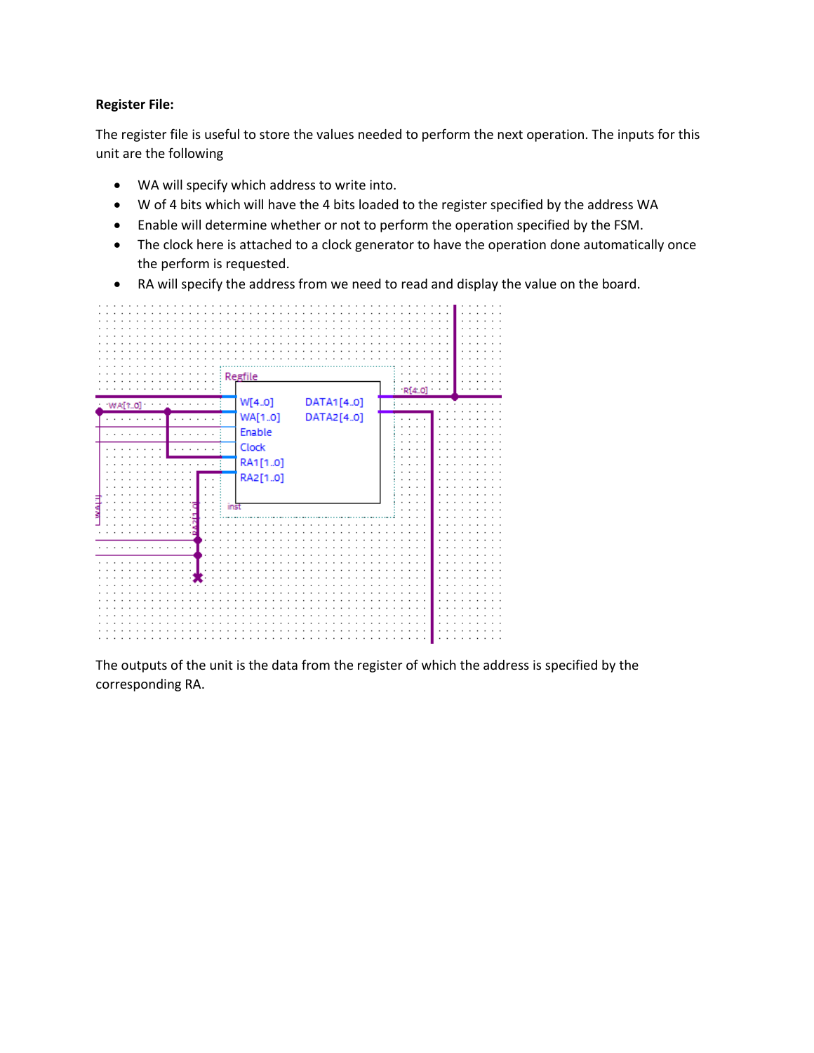**Register File:**

The register file is useful to store the values needed to perform the next operation. The inputs for this unit are the following

- WA will specify which address to write into.
- W of 4 bits which will have the 4 bits loaded to the register specified by the address WA
- Enable will determine whether or not to perform the operation specified by the FSM.
- The clock here is attached to a clock generator to have the operation done automatically once the perform is requested.
- RA will specify the address from we need to read and display the value on the board.

The outputs of the unit is the data from the register of which the address is specified by the corresponding RA.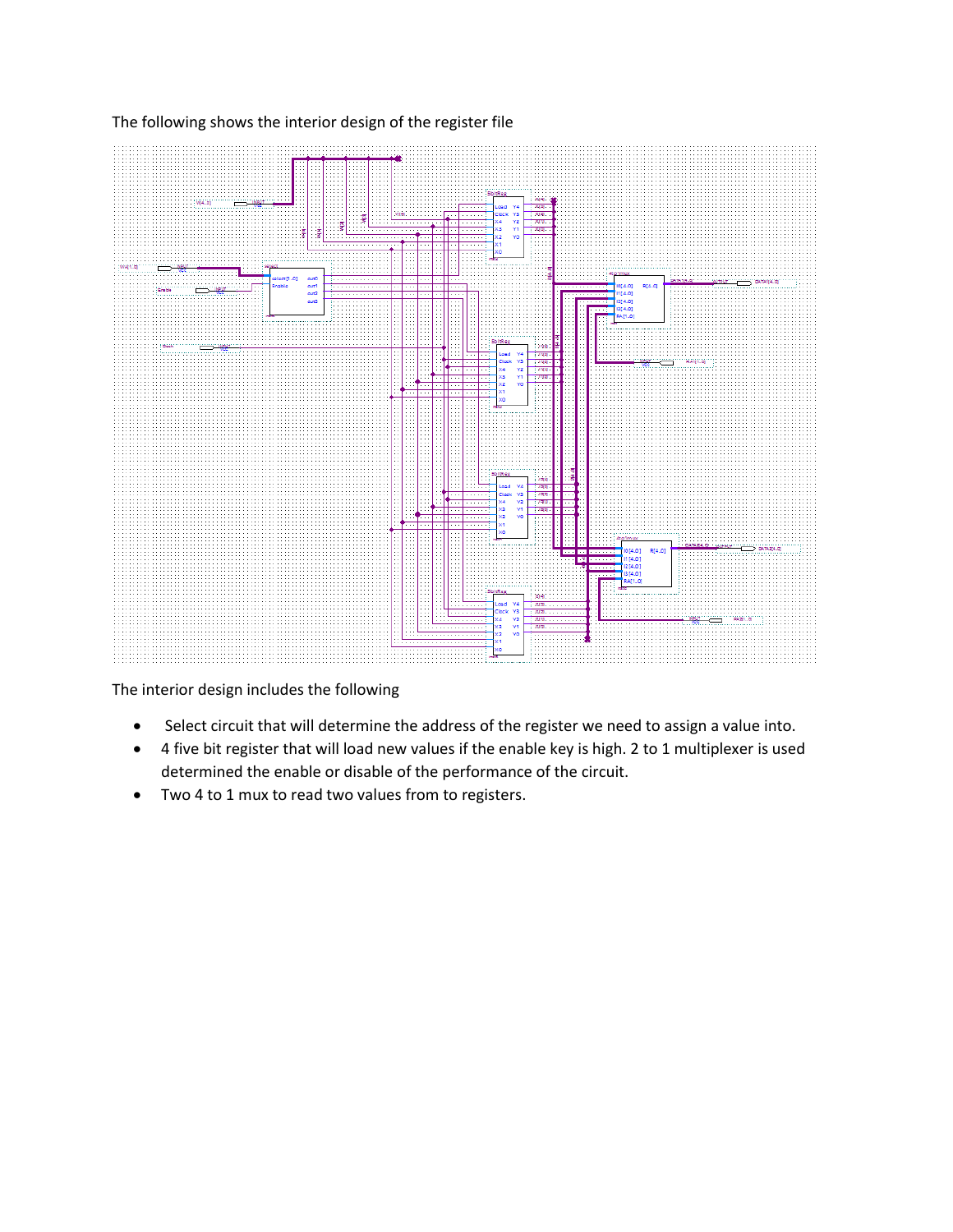The following shows the interior design of the register file

The interior design includes the following

- Select circuit that will determine the address of the register we need to assign a value into.
- 4 five bit register that will load new values if the enable key is high. 2 to 1 multiplexer is used determined the enable or disable of the performance of the circuit.
- Two 4 to 1 mux to read two values from to registers.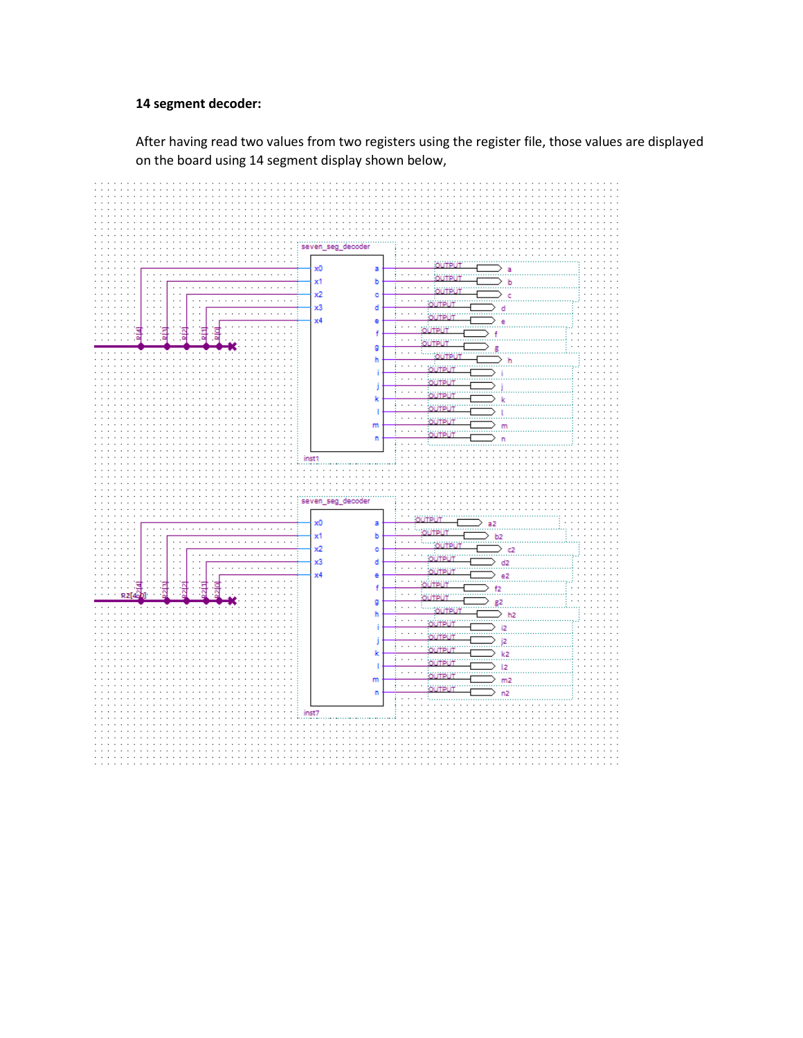**14 segment decoder:**

After having read two values from two registers using the register file, those values are displayed on the board using 14 segment display shown below,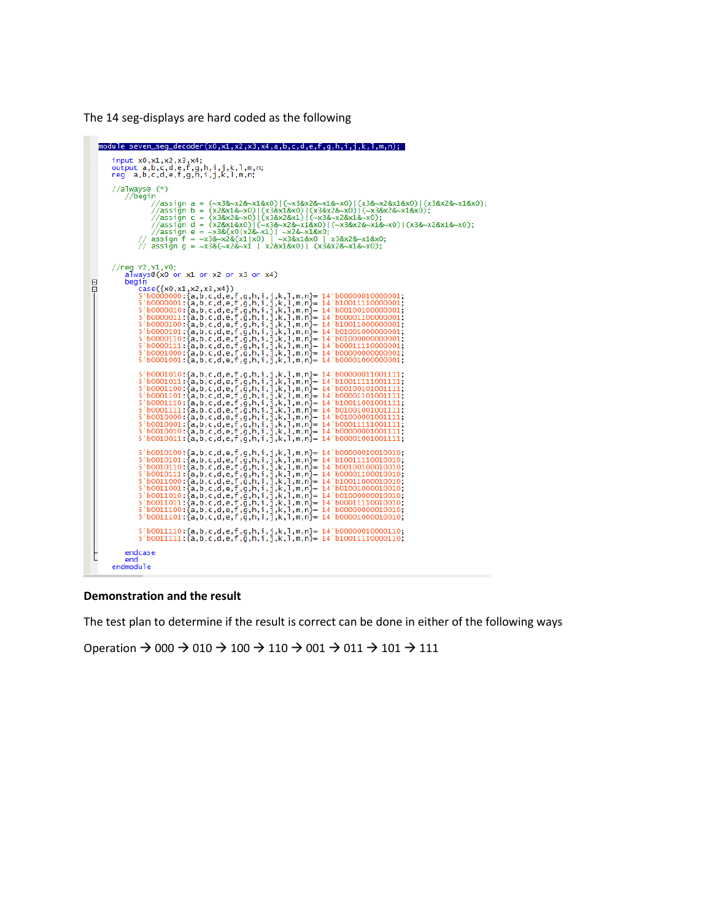The 14 seg-displays are hard coded as the following

```
module seven_seg_decoder(x0,x1,x2,x3,x4,a,b,c,d,e,f,g,h,i,j,k,l,m,n);

    input x0,x1,x2,x3,x4;
    output a,b,c,d,e,f,g,h,i,j,k,l,m,n;
    reg  a,b,c,d,e,f,g,h,i,j,k,l,m,n;

    //always@ (*)
       //begin
             //assign a = (~x3&~x2&~x1&x0)|(~x3&x2&~x1&~x0)|(x3&~x2&x1&x0)|(x3&x2&~x1&x0);
             //assign b = (x2&x1&~x0)|(x3&x1&x0)|(x3&x2&~x0)|(~x3&x2&~x1&x0);
             //assign c = (x3&x2&~x0)|(x3&x2&x1)|(~x3&~x2&x1&~x0);
             //assign d = (x2&x1&x0)|(~x3&~x2&~x1&x0)|(~x3&x2&~x1&~x0)|(x3&~x2&x1&~x0);
             //assign e = ~x3&(x0|x2&~x1)| ~x2&~x1&x0;
          // assign f = ~x3&~x2&(x1|x0) | ~x3&x1&x0 | x3&x2&~x1&x0;
          // assign g = ~x3&(~x2&~x1 | x2&x1&x0)| (x3&x2&~x1&~x0);


    //reg Y2,Y1,Y0;
       always@(x0 or x1 or x2 or x3 or x4)
       begin
          case({x0,x1,x2,x3,x4})
          5'b0000000:{a,b,c,d,e,f,g,h,i,j,k,l,m,n}= 14'b00000010000001;
          5'b0000001:{a,b,c,d,e,f,g,h,i,j,k,l,m,n}= 14'b10011110000001;
          5'b0000010:{a,b,c,d,e,f,g,h,i,j,k,l,m,n}= 14'b00100100000001;
          5'b0000011:{a,b,c,d,e,f,g,h,i,j,k,l,m,n}= 14'b00001100000001;
          5'b0000100:{a,b,c,d,e,f,g,h,i,j,k,l,m,n}= 14'b10011000000001;
          5'b0000101:{a,b,c,d,e,f,g,h,i,j,k,l,m,n}= 14'b01001000000001;
          5'b0000110:{a,b,c,d,e,f,g,h,i,j,k,l,m,n}= 14'b01000000000001;
          5'b0000111:{a,b,c,d,e,f,g,h,i,j,k,l,m,n}= 14'b00011110000001;
          5'b0001000:{a,b,c,d,e,f,g,h,i,j,k,l,m,n}= 14'b00000000000001;
          5'b0001001:{a,b,c,d,e,f,g,h,i,j,k,l,m,n}= 14'b00001000000001;

          5'b0001010:{a,b,c,d,e,f,g,h,i,j,k,l,m,n}= 14'b00000011001111;
          5'b0001011:{a,b,c,d,e,f,g,h,i,j,k,l,m,n}= 14'b10011111001111;
          5'b0001100:{a,b,c,d,e,f,g,h,i,j,k,l,m,n}= 14'b00100101001111;
          5'b0001101:{a,b,c,d,e,f,g,h,i,j,k,l,m,n}= 14'b00001101001111;
          5'b0001110:{a,b,c,d,e,f,g,h,i,j,k,l,m,n}= 14'b10011001001111;
          5'b0001111:{a,b,c,d,e,f,g,h,i,j,k,l,m,n}= 14'b01001001001111;
          5'b0010000:{a,b,c,d,e,f,g,h,i,j,k,l,m,n}= 14'b01000001001111;
          5'b0010001:{a,b,c,d,e,f,g,h,i,j,k,l,m,n}= 14'b00011111001111;
          5'b0010010:{a,b,c,d,e,f,g,h,i,j,k,l,m,n}= 14'b00000001001111;
          5'b0010011:{a,b,c,d,e,f,g,h,i,j,k,l,m,n}= 14'b00001001001111;

          5'b0010100:{a,b,c,d,e,f,g,h,i,j,k,l,m,n}= 14'b00000010010010;
          5'b0010101:{a,b,c,d,e,f,g,h,i,j,k,l,m,n}= 14'b10011110010010;
          5'b0010110:{a,b,c,d,e,f,g,h,i,j,k,l,m,n}= 14'b00100100010010;
          5'b0010111:{a,b,c,d,e,f,g,h,i,j,k,l,m,n}= 14'b00001100010010;
          5'b0011000:{a,b,c,d,e,f,g,h,i,j,k,l,m,n}= 14'b10011000010010;
          5'b0011001:{a,b,c,d,e,f,g,h,i,j,k,l,m,n}= 14'b01001000010010;
          5'b0011010:{a,b,c,d,e,f,g,h,i,j,k,l,m,n}= 14'b01000000010010;
          5'b0011011:{a,b,c,d,e,f,g,h,i,j,k,l,m,n}= 14'b00011110010010;
          5'b0011100:{a,b,c,d,e,f,g,h,i,j,k,l,m,n}= 14'b00000000010010;
          5'b0011101:{a,b,c,d,e,f,g,h,i,j,k,l,m,n}= 14'b00001000010010;

          5'b0011110:{a,b,c,d,e,f,g,h,i,j,k,l,m,n}= 14'b00000010000110;
          5'b0011111:{a,b,c,d,e,f,g,h,i,j,k,l,m,n}= 14'b10011110000110;

       endcase
       end
    endmodule
```

**Demonstration and the result**

The test plan to determine if the result is correct can be done in either of the following ways

Operation → 000 → 010 → 100 → 110 → 001 → 011 → 101 → 111